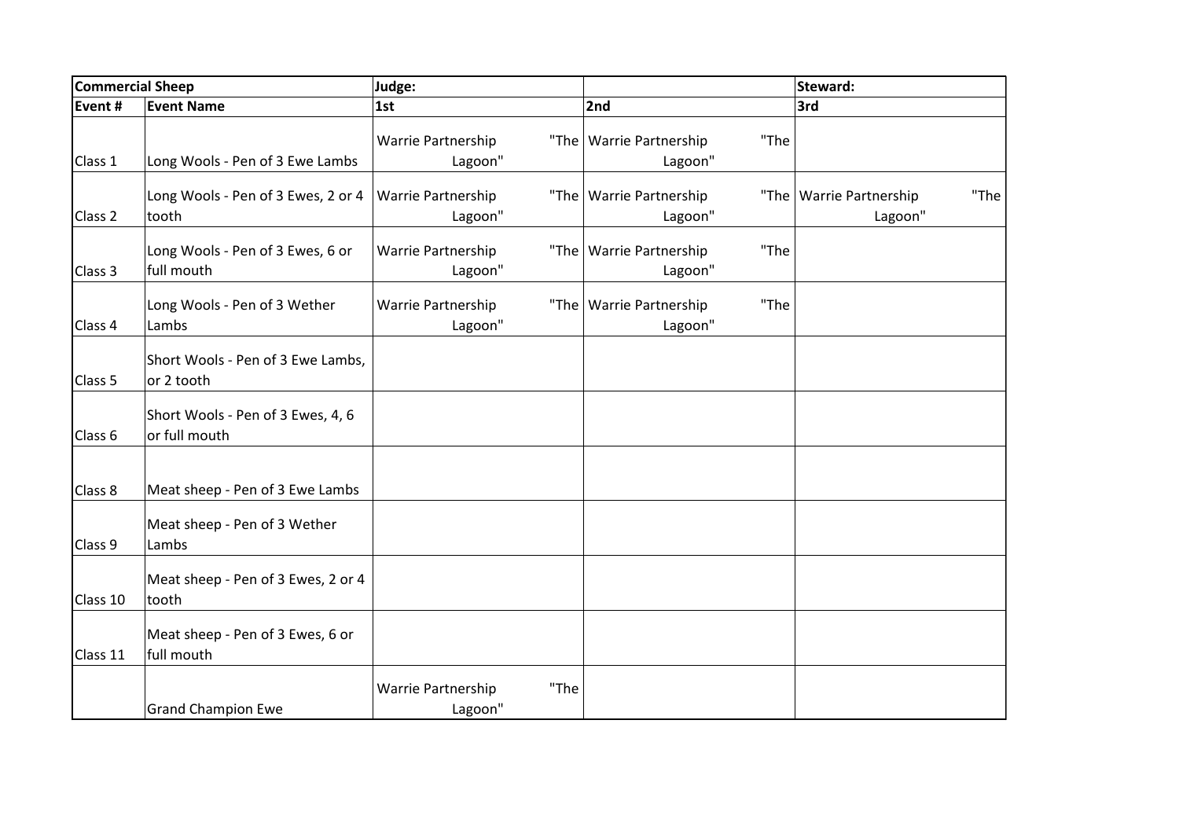| Commercial Sheep | | Judge: | | Steward: |
|---|---|---|---|---|
| Event # | Event Name | 1st | 2nd | 3rd |
| Class 1 | Long Wools - Pen of 3 Ewe Lambs | Warrie Partnership "The Lagoon" | Warrie Partnership "The Lagoon" | |
| Class 2 | Long Wools - Pen of 3 Ewes, 2 or 4 tooth | Warrie Partnership "The Lagoon" | Warrie Partnership "The Lagoon" | Warrie Partnership "The Lagoon" |
| Class 3 | Long Wools - Pen of 3 Ewes, 6 or full mouth | Warrie Partnership "The Lagoon" | Warrie Partnership "The Lagoon" | |
| Class 4 | Long Wools - Pen of 3 Wether Lambs | Warrie Partnership "The Lagoon" | Warrie Partnership "The Lagoon" | |
| Class 5 | Short Wools - Pen of 3 Ewe Lambs, or 2 tooth | | | |
| Class 6 | Short Wools - Pen of 3 Ewes, 4, 6 or full mouth | | | |
| Class 8 | Meat sheep - Pen of 3 Ewe Lambs | | | |
| Class 9 | Meat sheep - Pen of 3 Wether Lambs | | | |
| Class 10 | Meat sheep - Pen of 3 Ewes, 2 or 4 tooth | | | |
| Class 11 | Meat sheep - Pen of 3 Ewes, 6 or full mouth | | | |
| | Grand Champion Ewe | Warrie Partnership "The Lagoon" | | |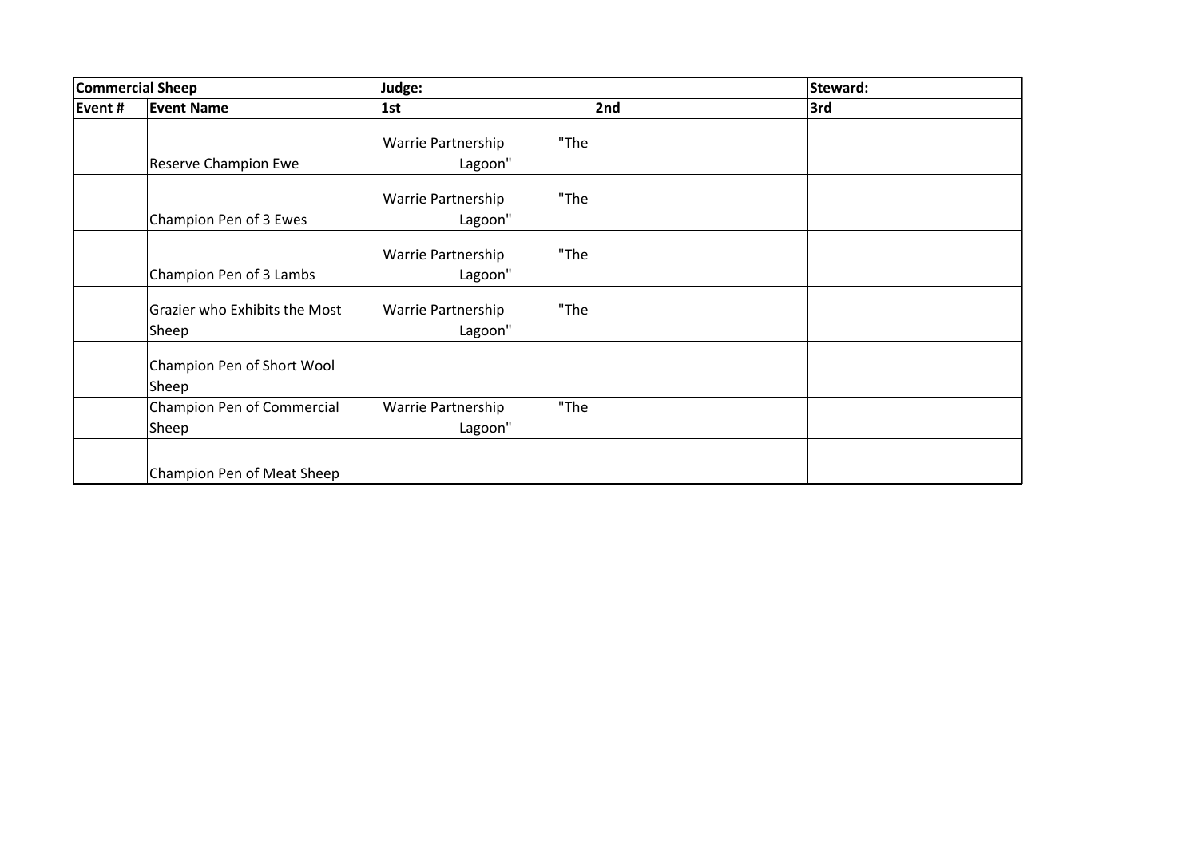| Commercial Sheep | | Judge: | | Steward: |
| --- | --- | --- | --- | --- |
| Event # | Event Name | 1st | 2nd | 3rd |
| | Reserve Champion Ewe | Warrie Partnership "The Lagoon" | | |
| | Champion Pen of 3 Ewes | Warrie Partnership "The Lagoon" | | |
| | Champion Pen of 3 Lambs | Warrie Partnership "The Lagoon" | | |
| | Grazier who Exhibits the Most Sheep | Warrie Partnership "The Lagoon" | | |
| | Champion Pen of Short Wool Sheep | | | |
| | Champion Pen of Commercial Sheep | Warrie Partnership "The Lagoon" | | |
| | Champion Pen of Meat Sheep | | | |